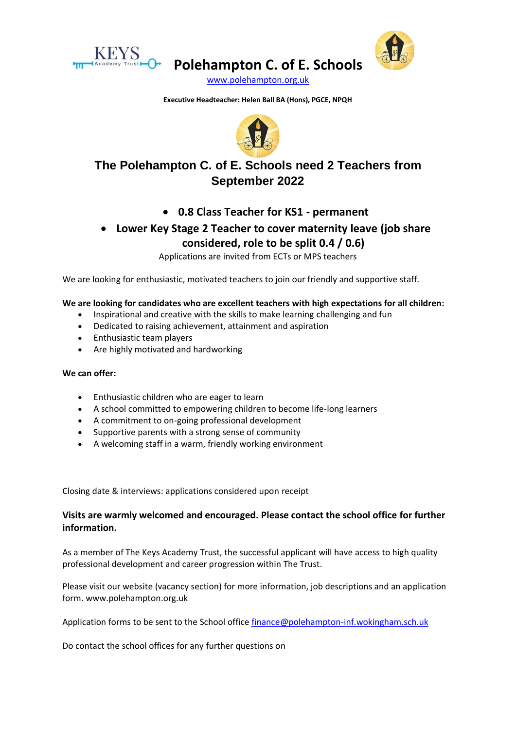# Polehampton C. of E. Schools

www.polehampton.org.uk

**Executive Headteacher: Helen Ball BA (Hons), PGCE, NPQH**

## The Polehampton C. of E. Schools need 2 Teachers from September 2022

- **0.8 Class Teacher for KS1 - permanent**
- **Lower Key Stage 2 Teacher to cover maternity leave (job share considered, role to be split 0.4 / 0.6)**

Applications are invited from ECTs or MPS teachers

We are looking for enthusiastic, motivated teachers to join our friendly and supportive staff.

**We are looking for candidates who are excellent teachers with high expectations for all children:**

- Inspirational and creative with the skills to make learning challenging and fun
- Dedicated to raising achievement, attainment and aspiration
- Enthusiastic team players
- Are highly motivated and hardworking

**We can offer:**

- Enthusiastic children who are eager to learn
- A school committed to empowering children to become life-long learners
- A commitment to on-going professional development
- Supportive parents with a strong sense of community
- A welcoming staff in a warm, friendly working environment

Closing date & interviews: applications considered upon receipt

**Visits are warmly welcomed and encouraged. Please contact the school office for further information.**

As a member of The Keys Academy Trust, the successful applicant will have access to high quality professional development and career progression within The Trust.

Please visit our website (vacancy section) for more information, job descriptions and an application form. www.polehampton.org.uk

Application forms to be sent to the School office finance@polehampton-inf.wokingham.sch.uk

Do contact the school offices for any further questions on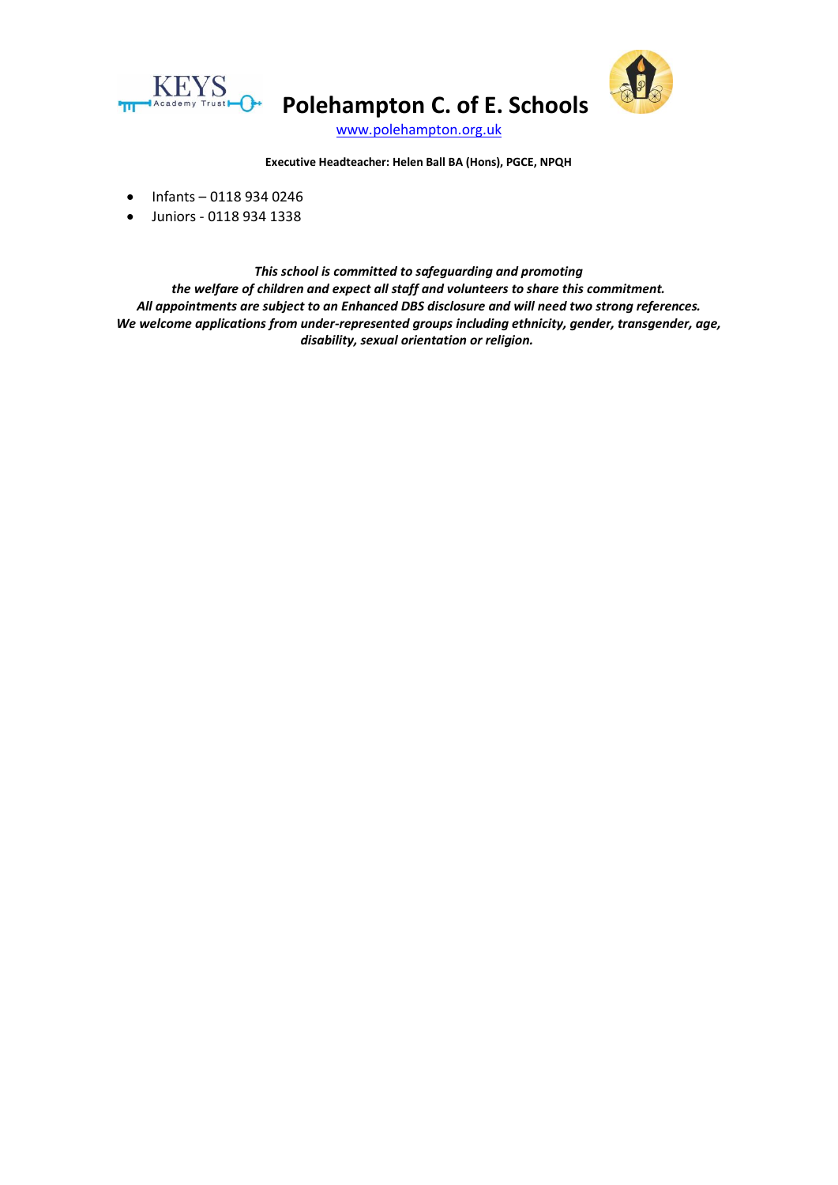# Polehampton C. of E. Schools

www.polehampton.org.uk

**Executive Headteacher: Helen Ball BA (Hons), PGCE, NPQH**

- Infants – 0118 934 0246
- Juniors - 0118 934 1338

***This school is committed to safeguarding and promoting the welfare of children and expect all staff and volunteers to share this commitment. All appointments are subject to an Enhanced DBS disclosure and will need two strong references. We welcome applications from under-represented groups including ethnicity, gender, transgender, age, disability, sexual orientation or religion.***